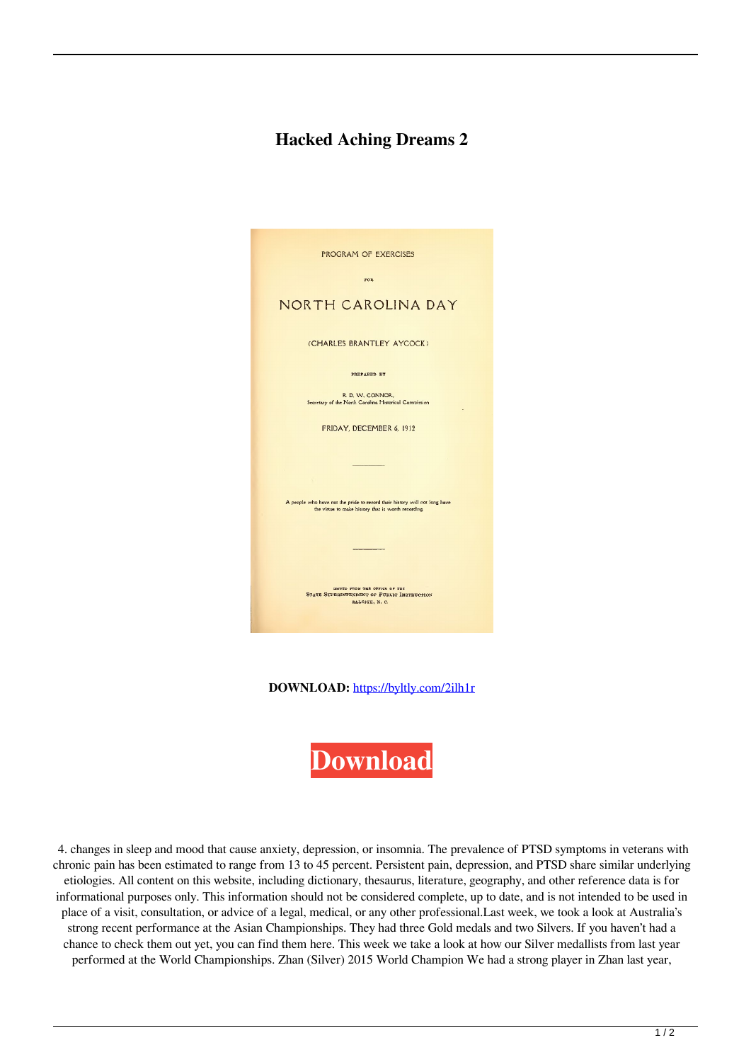# Hacked Aching Dreams 2

PROGRAM OF EXERCISES

FOR

NORTH CAROLINA DAY

(CHARLES BRANTLEY AYCOCK)

PREPARED BY

R. D. W. CONNOR,
Secretary of the North Carolina Historical Commission

FRIDAY, DECEMBER 6, 1912

A people who have not the pride to record their history will not long have the virtue to make history that is worth recording.

ISSUED FROM THE OFFICE OF THE
STATE SUPERINTENDENT OF PUBLIC INSTRUCTION
RALEIGH, N. C.

**DOWNLOAD:** https://byltly.com/2ilh1r

**Download**

4. changes in sleep and mood that cause anxiety, depression, or insomnia. The prevalence of PTSD symptoms in veterans with chronic pain has been estimated to range from 13 to 45 percent. Persistent pain, depression, and PTSD share similar underlying etiologies. All content on this website, including dictionary, thesaurus, literature, geography, and other reference data is for informational purposes only. This information should not be considered complete, up to date, and is not intended to be used in place of a visit, consultation, or advice of a legal, medical, or any other professional.Last week, we took a look at Australia's strong recent performance at the Asian Championships. They had three Gold medals and two Silvers. If you haven't had a chance to check them out yet, you can find them here. This week we take a look at how our Silver medallists from last year performed at the World Championships. Zhan (Silver) 2015 World Champion We had a strong player in Zhan last year,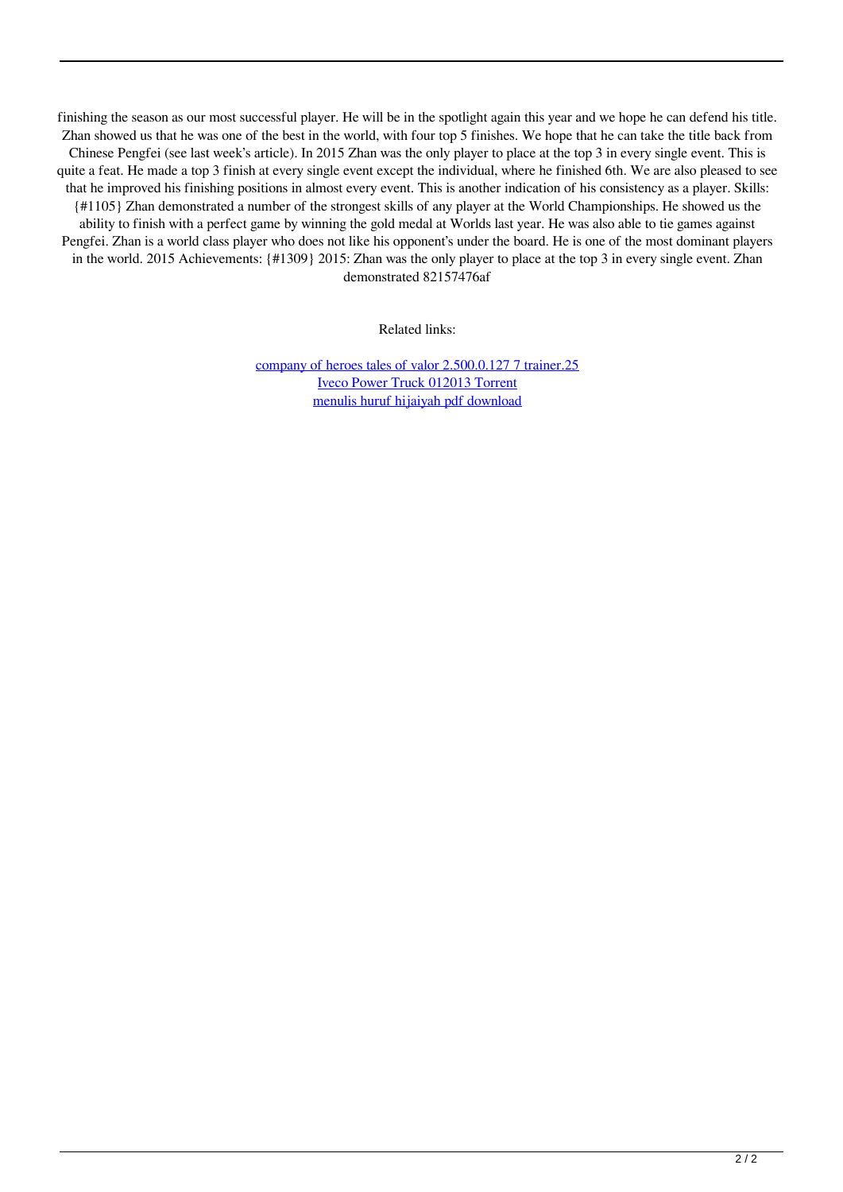finishing the season as our most successful player. He will be in the spotlight again this year and we hope he can defend his title. Zhan showed us that he was one of the best in the world, with four top 5 finishes. We hope that he can take the title back from Chinese Pengfei (see last week's article). In 2015 Zhan was the only player to place at the top 3 in every single event. This is quite a feat. He made a top 3 finish at every single event except the individual, where he finished 6th. We are also pleased to see that he improved his finishing positions in almost every event. This is another indication of his consistency as a player. Skills: {#1105} Zhan demonstrated a number of the strongest skills of any player at the World Championships. He showed us the ability to finish with a perfect game by winning the gold medal at Worlds last year. He was also able to tie games against Pengfei. Zhan is a world class player who does not like his opponent's under the board. He is one of the most dominant players in the world. 2015 Achievements: {#1309} 2015: Zhan was the only player to place at the top 3 in every single event. Zhan demonstrated 82157476af

Related links:

[company of heroes tales of valor 2.500.0.127 7 trainer.25]
[Iveco Power Truck 012013 Torrent]
[menulis huruf hijaiyah pdf download]